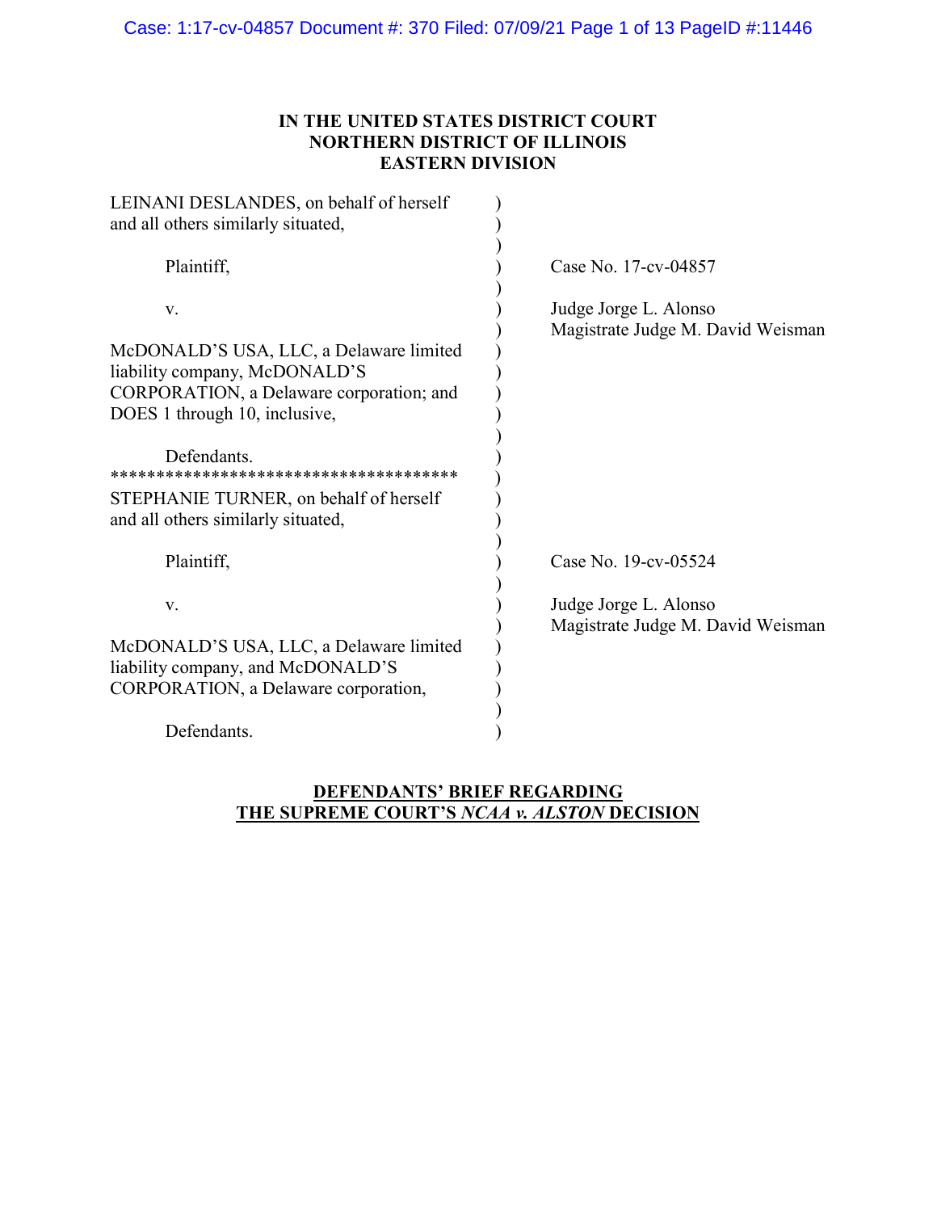**IN THE UNITED STATES DISTRICT COURT**
**NORTHERN DISTRICT OF ILLINOIS**
**EASTERN DIVISION**

| | |
|---|---|
| LEINANI DESLANDES, on behalf of herself and all others similarly situated, | |
| Plaintiff, | Case No. 17-cv-04857 |
| v. | Judge Jorge L. Alonso<br>Magistrate Judge M. David Weisman |
| McDONALD'S USA, LLC, a Delaware limited liability company, McDONALD'S CORPORATION, a Delaware corporation; and DOES 1 through 10, inclusive, | |
| Defendants. | |

*************************************

| | |
|---|---|
| STEPHANIE TURNER, on behalf of herself and all others similarly situated, | |
| Plaintiff, | Case No. 19-cv-05524 |
| v. | Judge Jorge L. Alonso<br>Magistrate Judge M. David Weisman |
| McDONALD'S USA, LLC, a Delaware limited liability company, and McDONALD'S CORPORATION, a Delaware corporation, | |
| Defendants. | |

**DEFENDANTS' BRIEF REGARDING THE SUPREME COURT'S *NCAA v. ALSTON* DECISION**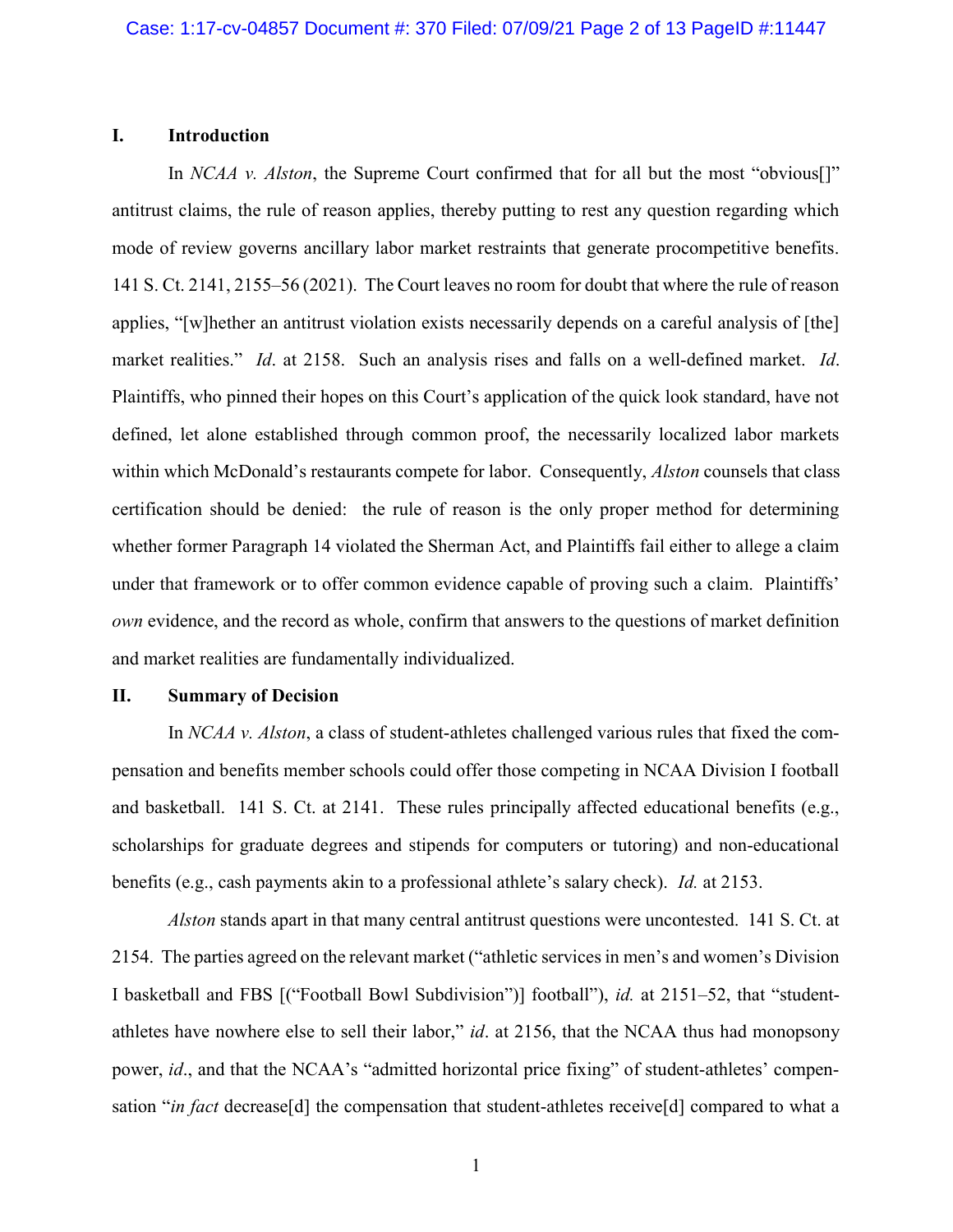## I. Introduction

In *NCAA v. Alston*, the Supreme Court confirmed that for all but the most "obvious[]" antitrust claims, the rule of reason applies, thereby putting to rest any question regarding which mode of review governs ancillary labor market restraints that generate procompetitive benefits. 141 S. Ct. 2141, 2155–56 (2021). The Court leaves no room for doubt that where the rule of reason applies, "[w]hether an antitrust violation exists necessarily depends on a careful analysis of [the] market realities." *Id*. at 2158. Such an analysis rises and falls on a well-defined market. *Id*. Plaintiffs, who pinned their hopes on this Court's application of the quick look standard, have not defined, let alone established through common proof, the necessarily localized labor markets within which McDonald's restaurants compete for labor. Consequently, *Alston* counsels that class certification should be denied: the rule of reason is the only proper method for determining whether former Paragraph 14 violated the Sherman Act, and Plaintiffs fail either to allege a claim under that framework or to offer common evidence capable of proving such a claim. Plaintiffs' *own* evidence, and the record as whole, confirm that answers to the questions of market definition and market realities are fundamentally individualized.

## II. Summary of Decision

In *NCAA v. Alston*, a class of student-athletes challenged various rules that fixed the compensation and benefits member schools could offer those competing in NCAA Division I football and basketball. 141 S. Ct. at 2141. These rules principally affected educational benefits (e.g., scholarships for graduate degrees and stipends for computers or tutoring) and non-educational benefits (e.g., cash payments akin to a professional athlete's salary check). *Id.* at 2153.

*Alston* stands apart in that many central antitrust questions were uncontested. 141 S. Ct. at 2154. The parties agreed on the relevant market ("athletic services in men's and women's Division I basketball and FBS [("Football Bowl Subdivision")] football"), *id.* at 2151–52, that "student-athletes have nowhere else to sell their labor," *id*. at 2156, that the NCAA thus had monopsony power, *id*., and that the NCAA's "admitted horizontal price fixing" of student-athletes' compensation "*in fact* decrease[d] the compensation that student-athletes receive[d] compared to what a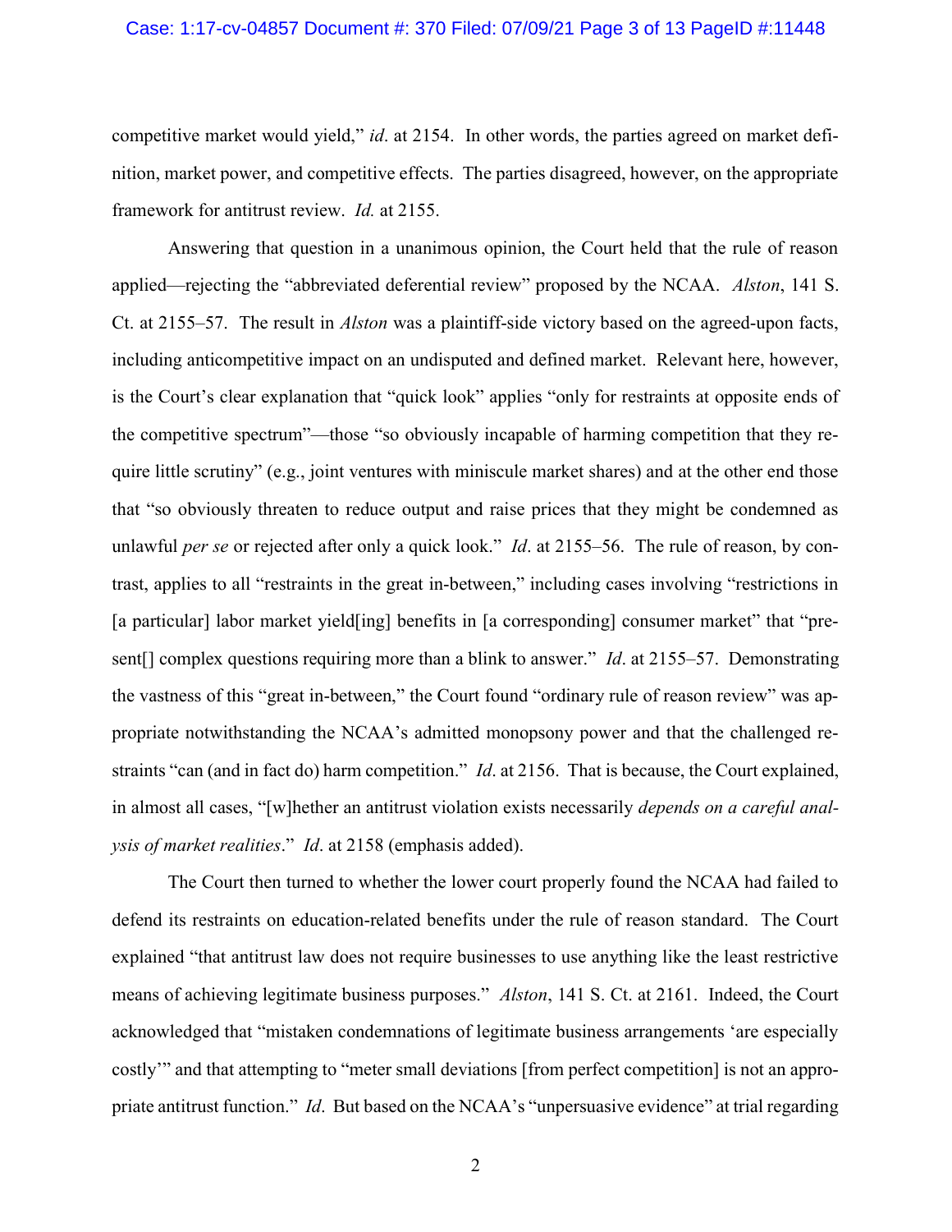competitive market would yield," *id*. at 2154. In other words, the parties agreed on market definition, market power, and competitive effects. The parties disagreed, however, on the appropriate framework for antitrust review. *Id.* at 2155.

Answering that question in a unanimous opinion, the Court held that the rule of reason applied—rejecting the "abbreviated deferential review" proposed by the NCAA. *Alston*, 141 S. Ct. at 2155–57. The result in *Alston* was a plaintiff-side victory based on the agreed-upon facts, including anticompetitive impact on an undisputed and defined market. Relevant here, however, is the Court's clear explanation that "quick look" applies "only for restraints at opposite ends of the competitive spectrum"—those "so obviously incapable of harming competition that they require little scrutiny" (e.g., joint ventures with miniscule market shares) and at the other end those that "so obviously threaten to reduce output and raise prices that they might be condemned as unlawful *per se* or rejected after only a quick look." *Id*. at 2155–56. The rule of reason, by contrast, applies to all "restraints in the great in-between," including cases involving "restrictions in [a particular] labor market yield[ing] benefits in [a corresponding] consumer market" that "present[] complex questions requiring more than a blink to answer." *Id*. at 2155–57. Demonstrating the vastness of this "great in-between," the Court found "ordinary rule of reason review" was appropriate notwithstanding the NCAA's admitted monopsony power and that the challenged restraints "can (and in fact do) harm competition." *Id*. at 2156. That is because, the Court explained, in almost all cases, "[w]hether an antitrust violation exists necessarily *depends on a careful analysis of market realities*." *Id*. at 2158 (emphasis added).

The Court then turned to whether the lower court properly found the NCAA had failed to defend its restraints on education-related benefits under the rule of reason standard. The Court explained "that antitrust law does not require businesses to use anything like the least restrictive means of achieving legitimate business purposes." *Alston*, 141 S. Ct. at 2161. Indeed, the Court acknowledged that "mistaken condemnations of legitimate business arrangements 'are especially costly'" and that attempting to "meter small deviations [from perfect competition] is not an appropriate antitrust function." *Id*. But based on the NCAA's "unpersuasive evidence" at trial regarding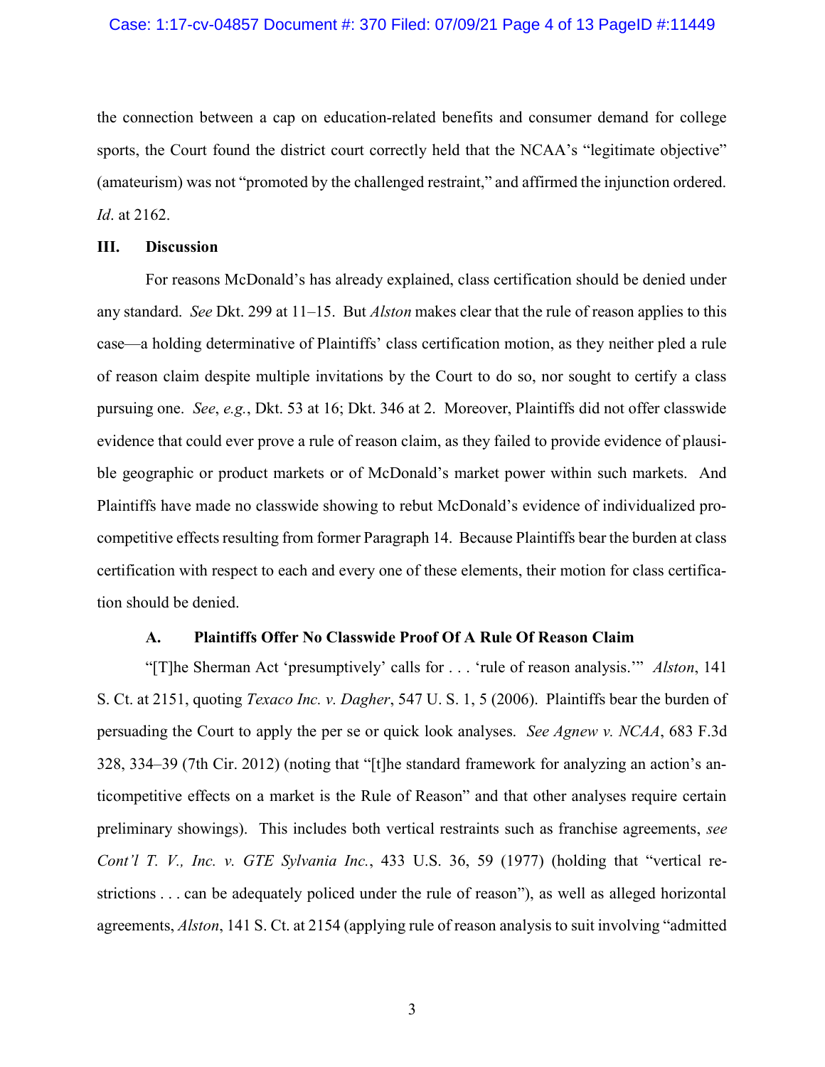the connection between a cap on education-related benefits and consumer demand for college sports, the Court found the district court correctly held that the NCAA's "legitimate objective" (amateurism) was not "promoted by the challenged restraint," and affirmed the injunction ordered. *Id*. at 2162.

## III. Discussion

For reasons McDonald's has already explained, class certification should be denied under any standard. *See* Dkt. 299 at 11–15. But *Alston* makes clear that the rule of reason applies to this case—a holding determinative of Plaintiffs' class certification motion, as they neither pled a rule of reason claim despite multiple invitations by the Court to do so, nor sought to certify a class pursuing one. *See*, *e.g.*, Dkt. 53 at 16; Dkt. 346 at 2. Moreover, Plaintiffs did not offer classwide evidence that could ever prove a rule of reason claim, as they failed to provide evidence of plausible geographic or product markets or of McDonald's market power within such markets. And Plaintiffs have made no classwide showing to rebut McDonald's evidence of individualized procompetitive effects resulting from former Paragraph 14. Because Plaintiffs bear the burden at class certification with respect to each and every one of these elements, their motion for class certification should be denied.

### A. Plaintiffs Offer No Classwide Proof Of A Rule Of Reason Claim

"[T]he Sherman Act 'presumptively' calls for . . . 'rule of reason analysis.'" *Alston*, 141 S. Ct. at 2151, quoting *Texaco Inc. v. Dagher*, 547 U. S. 1, 5 (2006). Plaintiffs bear the burden of persuading the Court to apply the per se or quick look analyses. *See Agnew v. NCAA*, 683 F.3d 328, 334–39 (7th Cir. 2012) (noting that "[t]he standard framework for analyzing an action's anticompetitive effects on a market is the Rule of Reason" and that other analyses require certain preliminary showings). This includes both vertical restraints such as franchise agreements, *see Cont'l T. V., Inc. v. GTE Sylvania Inc.*, 433 U.S. 36, 59 (1977) (holding that "vertical restrictions . . . can be adequately policed under the rule of reason"), as well as alleged horizontal agreements, *Alston*, 141 S. Ct. at 2154 (applying rule of reason analysis to suit involving "admitted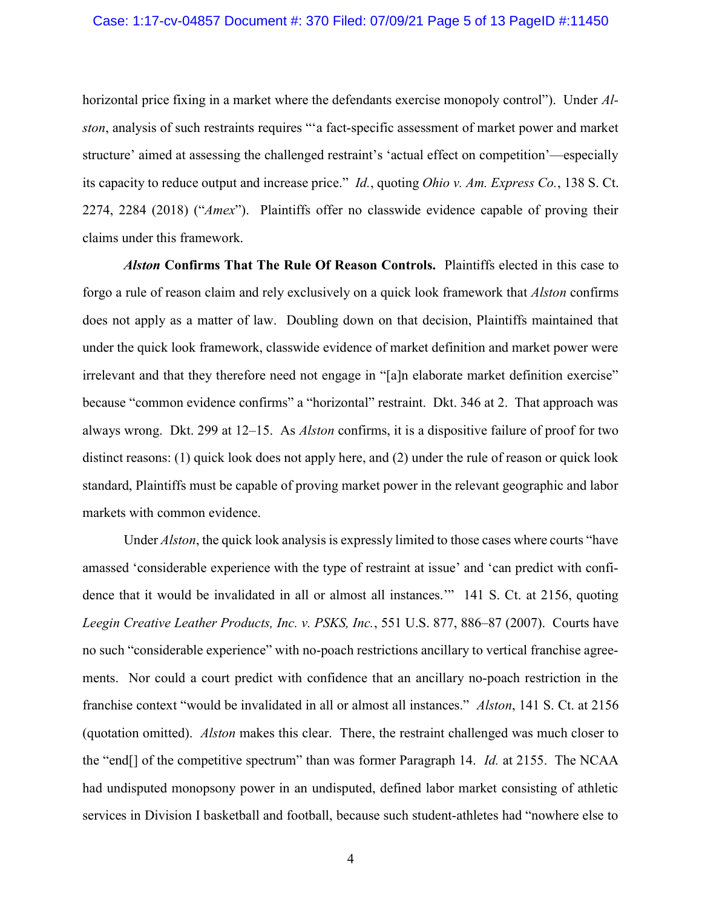horizontal price fixing in a market where the defendants exercise monopoly control"). Under *Alston*, analysis of such restraints requires "'a fact-specific assessment of market power and market structure' aimed at assessing the challenged restraint's 'actual effect on competition'—especially its capacity to reduce output and increase price." *Id.*, quoting *Ohio v. Am. Express Co.*, 138 S. Ct. 2274, 2284 (2018) ("*Amex*"). Plaintiffs offer no classwide evidence capable of proving their claims under this framework.

***Alston* Confirms That The Rule Of Reason Controls.** Plaintiffs elected in this case to forgo a rule of reason claim and rely exclusively on a quick look framework that *Alston* confirms does not apply as a matter of law. Doubling down on that decision, Plaintiffs maintained that under the quick look framework, classwide evidence of market definition and market power were irrelevant and that they therefore need not engage in "[a]n elaborate market definition exercise" because "common evidence confirms" a "horizontal" restraint. Dkt. 346 at 2. That approach was always wrong. Dkt. 299 at 12–15. As *Alston* confirms, it is a dispositive failure of proof for two distinct reasons: (1) quick look does not apply here, and (2) under the rule of reason or quick look standard, Plaintiffs must be capable of proving market power in the relevant geographic and labor markets with common evidence.

Under *Alston*, the quick look analysis is expressly limited to those cases where courts "have amassed 'considerable experience with the type of restraint at issue' and 'can predict with confidence that it would be invalidated in all or almost all instances.'" 141 S. Ct. at 2156, quoting *Leegin Creative Leather Products, Inc. v. PSKS, Inc.*, 551 U.S. 877, 886–87 (2007). Courts have no such "considerable experience" with no-poach restrictions ancillary to vertical franchise agreements. Nor could a court predict with confidence that an ancillary no-poach restriction in the franchise context "would be invalidated in all or almost all instances." *Alston*, 141 S. Ct. at 2156 (quotation omitted). *Alston* makes this clear. There, the restraint challenged was much closer to the "end[] of the competitive spectrum" than was former Paragraph 14. *Id.* at 2155. The NCAA had undisputed monopsony power in an undisputed, defined labor market consisting of athletic services in Division I basketball and football, because such student-athletes had "nowhere else to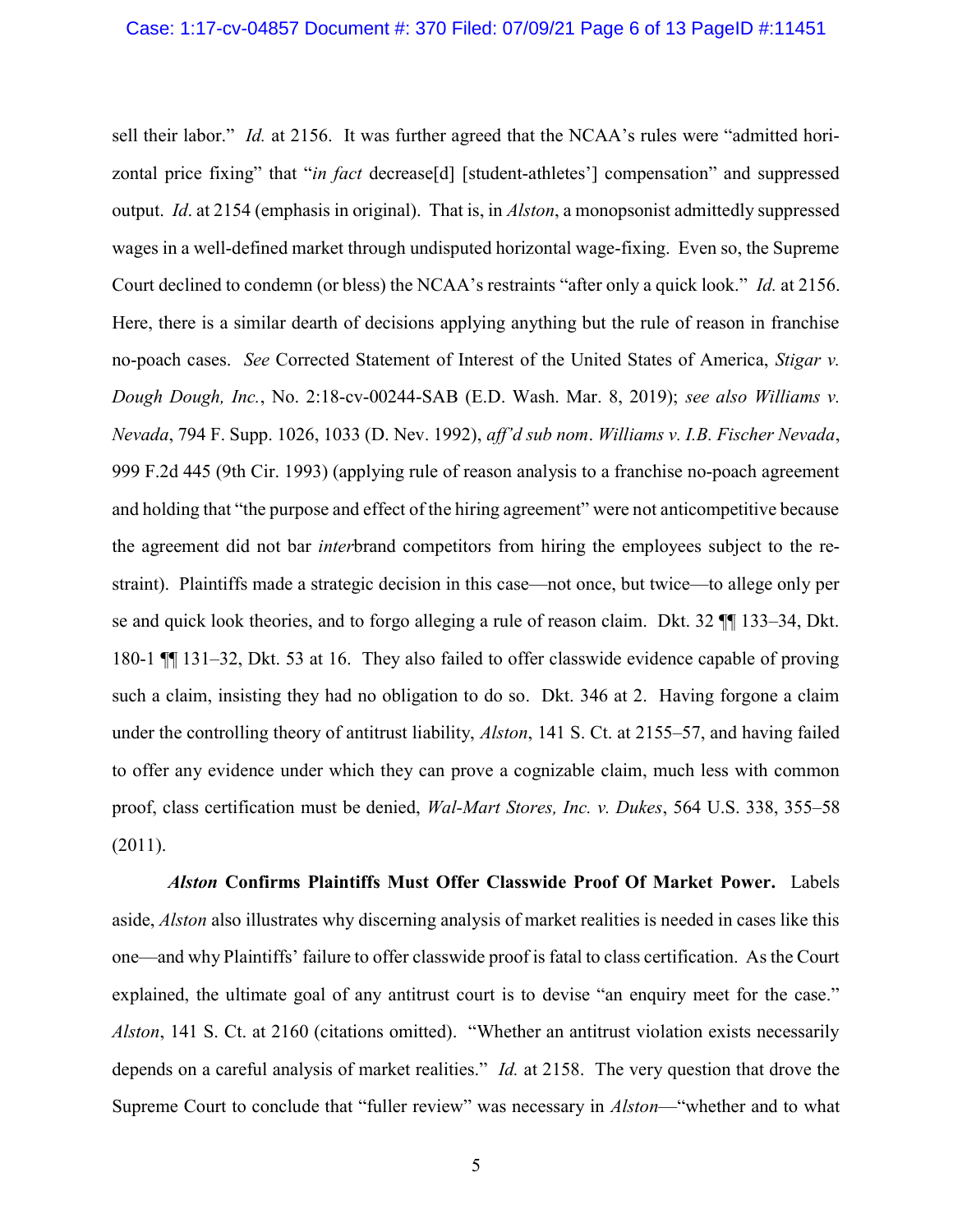sell their labor." *Id.* at 2156. It was further agreed that the NCAA's rules were "admitted horizontal price fixing" that "*in fact* decrease[d] [student-athletes'] compensation" and suppressed output. *Id*. at 2154 (emphasis in original). That is, in *Alston*, a monopsonist admittedly suppressed wages in a well-defined market through undisputed horizontal wage-fixing. Even so, the Supreme Court declined to condemn (or bless) the NCAA's restraints "after only a quick look." *Id.* at 2156. Here, there is a similar dearth of decisions applying anything but the rule of reason in franchise no-poach cases. *See* Corrected Statement of Interest of the United States of America, *Stigar v. Dough Dough, Inc.*, No. 2:18-cv-00244-SAB (E.D. Wash. Mar. 8, 2019); *see also Williams v. Nevada*, 794 F. Supp. 1026, 1033 (D. Nev. 1992), *aff'd sub nom*. *Williams v. I.B. Fischer Nevada*, 999 F.2d 445 (9th Cir. 1993) (applying rule of reason analysis to a franchise no-poach agreement and holding that "the purpose and effect of the hiring agreement" were not anticompetitive because the agreement did not bar *inter*brand competitors from hiring the employees subject to the restraint). Plaintiffs made a strategic decision in this case—not once, but twice—to allege only per se and quick look theories, and to forgo alleging a rule of reason claim. Dkt. 32 ¶¶ 133–34, Dkt. 180-1 ¶¶ 131–32, Dkt. 53 at 16. They also failed to offer classwide evidence capable of proving such a claim, insisting they had no obligation to do so. Dkt. 346 at 2. Having forgone a claim under the controlling theory of antitrust liability, *Alston*, 141 S. Ct. at 2155–57, and having failed to offer any evidence under which they can prove a cognizable claim, much less with common proof, class certification must be denied, *Wal-Mart Stores, Inc. v. Dukes*, 564 U.S. 338, 355–58 (2011).

***Alston* Confirms Plaintiffs Must Offer Classwide Proof Of Market Power.** Labels aside, *Alston* also illustrates why discerning analysis of market realities is needed in cases like this one—and why Plaintiffs' failure to offer classwide proof is fatal to class certification. As the Court explained, the ultimate goal of any antitrust court is to devise "an enquiry meet for the case." *Alston*, 141 S. Ct. at 2160 (citations omitted). "Whether an antitrust violation exists necessarily depends on a careful analysis of market realities." *Id.* at 2158. The very question that drove the Supreme Court to conclude that "fuller review" was necessary in *Alston*—"whether and to what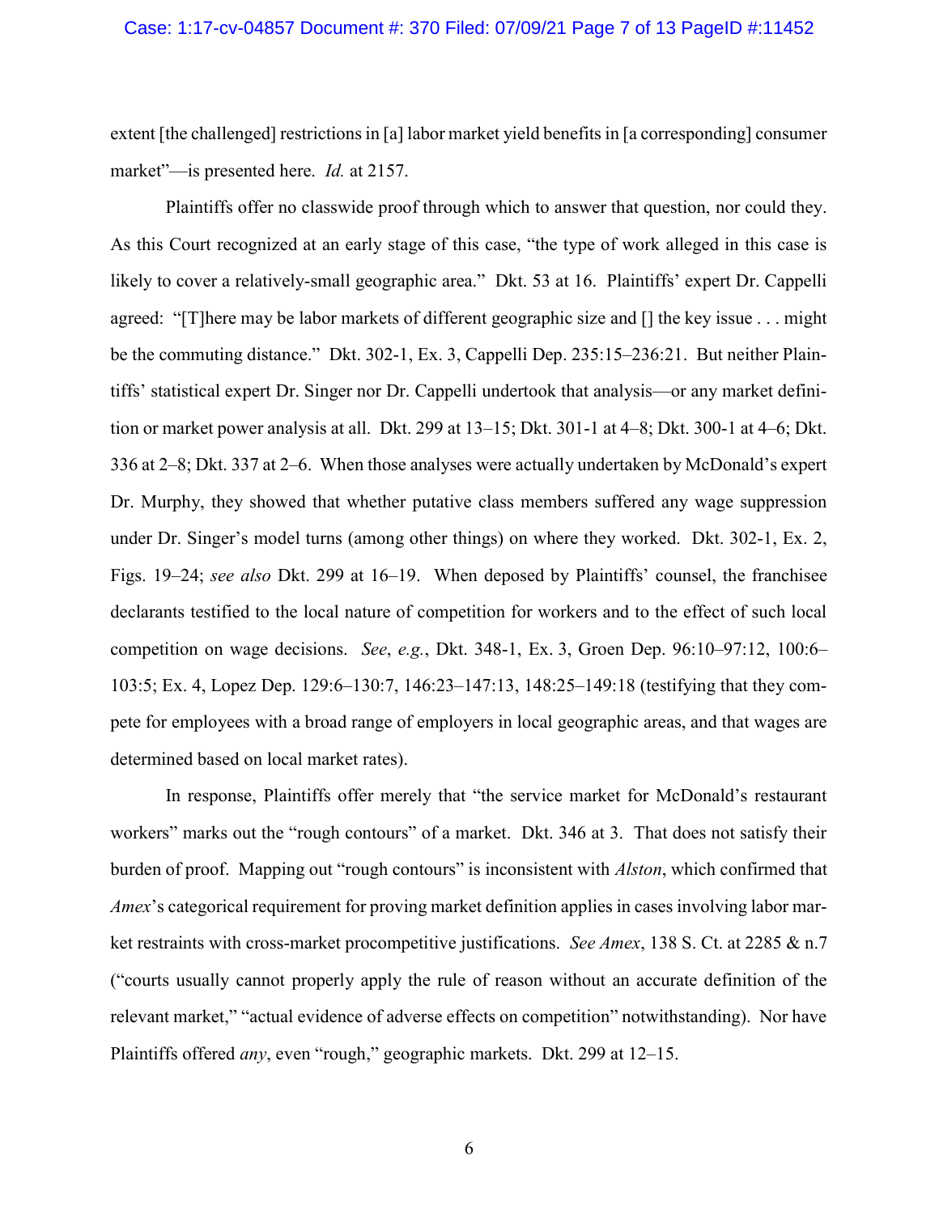extent [the challenged] restrictions in [a] labor market yield benefits in [a corresponding] consumer market"—is presented here. *Id.* at 2157.

Plaintiffs offer no classwide proof through which to answer that question, nor could they. As this Court recognized at an early stage of this case, "the type of work alleged in this case is likely to cover a relatively-small geographic area." Dkt. 53 at 16. Plaintiffs' expert Dr. Cappelli agreed: "[T]here may be labor markets of different geographic size and [] the key issue . . . might be the commuting distance." Dkt. 302-1, Ex. 3, Cappelli Dep. 235:15–236:21. But neither Plaintiffs' statistical expert Dr. Singer nor Dr. Cappelli undertook that analysis—or any market definition or market power analysis at all. Dkt. 299 at 13–15; Dkt. 301-1 at 4–8; Dkt. 300-1 at 4–6; Dkt. 336 at 2–8; Dkt. 337 at 2–6. When those analyses were actually undertaken by McDonald's expert Dr. Murphy, they showed that whether putative class members suffered any wage suppression under Dr. Singer's model turns (among other things) on where they worked. Dkt. 302-1, Ex. 2, Figs. 19–24; *see also* Dkt. 299 at 16–19. When deposed by Plaintiffs' counsel, the franchisee declarants testified to the local nature of competition for workers and to the effect of such local competition on wage decisions. *See*, *e.g.*, Dkt. 348-1, Ex. 3, Groen Dep. 96:10–97:12, 100:6–103:5; Ex. 4, Lopez Dep. 129:6–130:7, 146:23–147:13, 148:25–149:18 (testifying that they compete for employees with a broad range of employers in local geographic areas, and that wages are determined based on local market rates).

In response, Plaintiffs offer merely that "the service market for McDonald's restaurant workers" marks out the "rough contours" of a market. Dkt. 346 at 3. That does not satisfy their burden of proof. Mapping out "rough contours" is inconsistent with *Alston*, which confirmed that *Amex*'s categorical requirement for proving market definition applies in cases involving labor market restraints with cross-market procompetitive justifications. *See Amex*, 138 S. Ct. at 2285 & n.7 ("courts usually cannot properly apply the rule of reason without an accurate definition of the relevant market," "actual evidence of adverse effects on competition" notwithstanding). Nor have Plaintiffs offered *any*, even "rough," geographic markets. Dkt. 299 at 12–15.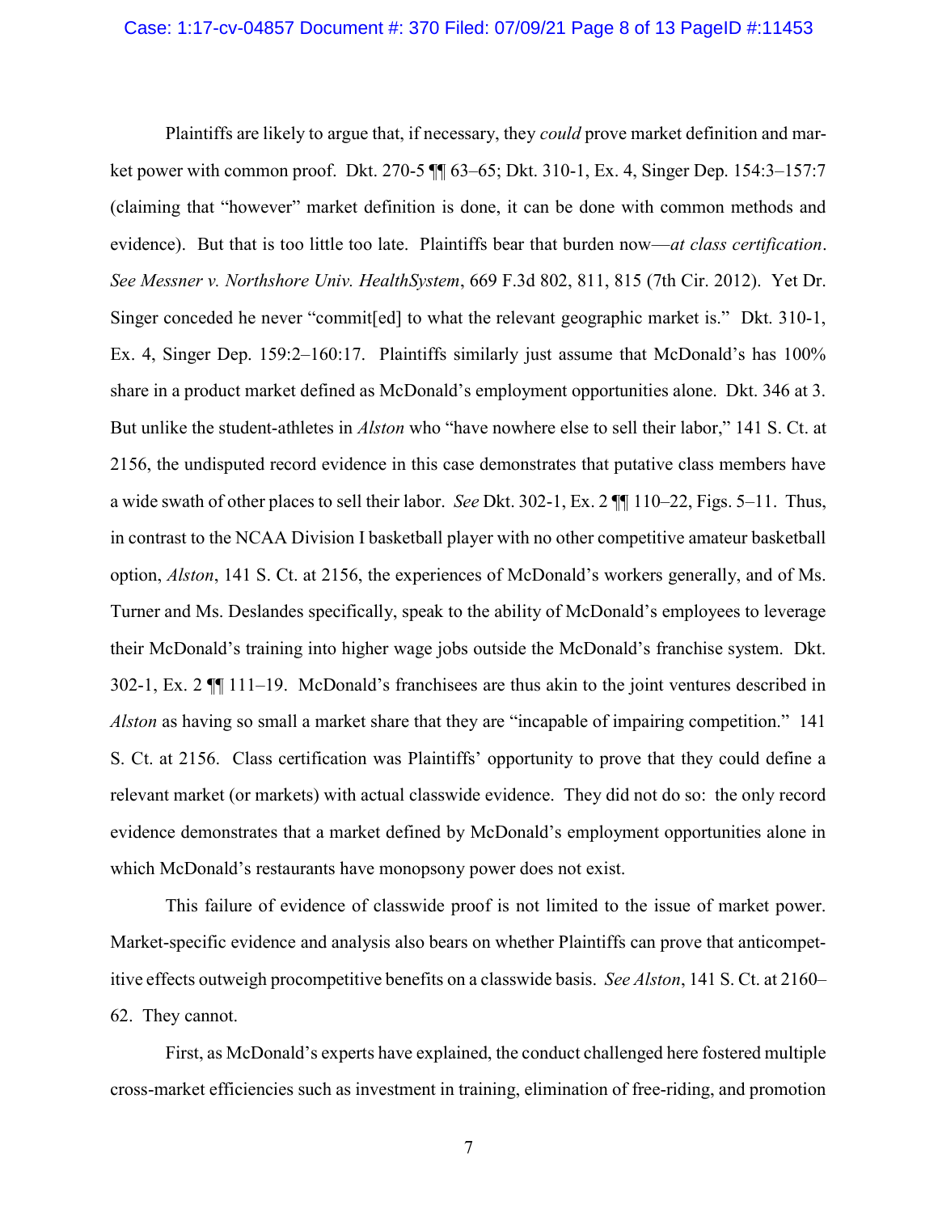Plaintiffs are likely to argue that, if necessary, they *could* prove market definition and market power with common proof. Dkt. 270-5 ¶¶ 63–65; Dkt. 310-1, Ex. 4, Singer Dep. 154:3–157:7 (claiming that "however" market definition is done, it can be done with common methods and evidence). But that is too little too late. Plaintiffs bear that burden now—*at class certification*. *See Messner v. Northshore Univ. HealthSystem*, 669 F.3d 802, 811, 815 (7th Cir. 2012). Yet Dr. Singer conceded he never "commit[ed] to what the relevant geographic market is." Dkt. 310-1, Ex. 4, Singer Dep. 159:2–160:17. Plaintiffs similarly just assume that McDonald's has 100% share in a product market defined as McDonald's employment opportunities alone. Dkt. 346 at 3. But unlike the student-athletes in *Alston* who "have nowhere else to sell their labor," 141 S. Ct. at 2156, the undisputed record evidence in this case demonstrates that putative class members have a wide swath of other places to sell their labor. *See* Dkt. 302-1, Ex. 2 ¶¶ 110–22, Figs. 5–11. Thus, in contrast to the NCAA Division I basketball player with no other competitive amateur basketball option, *Alston*, 141 S. Ct. at 2156, the experiences of McDonald's workers generally, and of Ms. Turner and Ms. Deslandes specifically, speak to the ability of McDonald's employees to leverage their McDonald's training into higher wage jobs outside the McDonald's franchise system. Dkt. 302-1, Ex. 2 ¶¶ 111–19. McDonald's franchisees are thus akin to the joint ventures described in *Alston* as having so small a market share that they are "incapable of impairing competition." 141 S. Ct. at 2156. Class certification was Plaintiffs' opportunity to prove that they could define a relevant market (or markets) with actual classwide evidence. They did not do so: the only record evidence demonstrates that a market defined by McDonald's employment opportunities alone in which McDonald's restaurants have monopsony power does not exist.

This failure of evidence of classwide proof is not limited to the issue of market power. Market-specific evidence and analysis also bears on whether Plaintiffs can prove that anticompetitive effects outweigh procompetitive benefits on a classwide basis. *See Alston*, 141 S. Ct. at 2160–62. They cannot.

First, as McDonald's experts have explained, the conduct challenged here fostered multiple cross-market efficiencies such as investment in training, elimination of free-riding, and promotion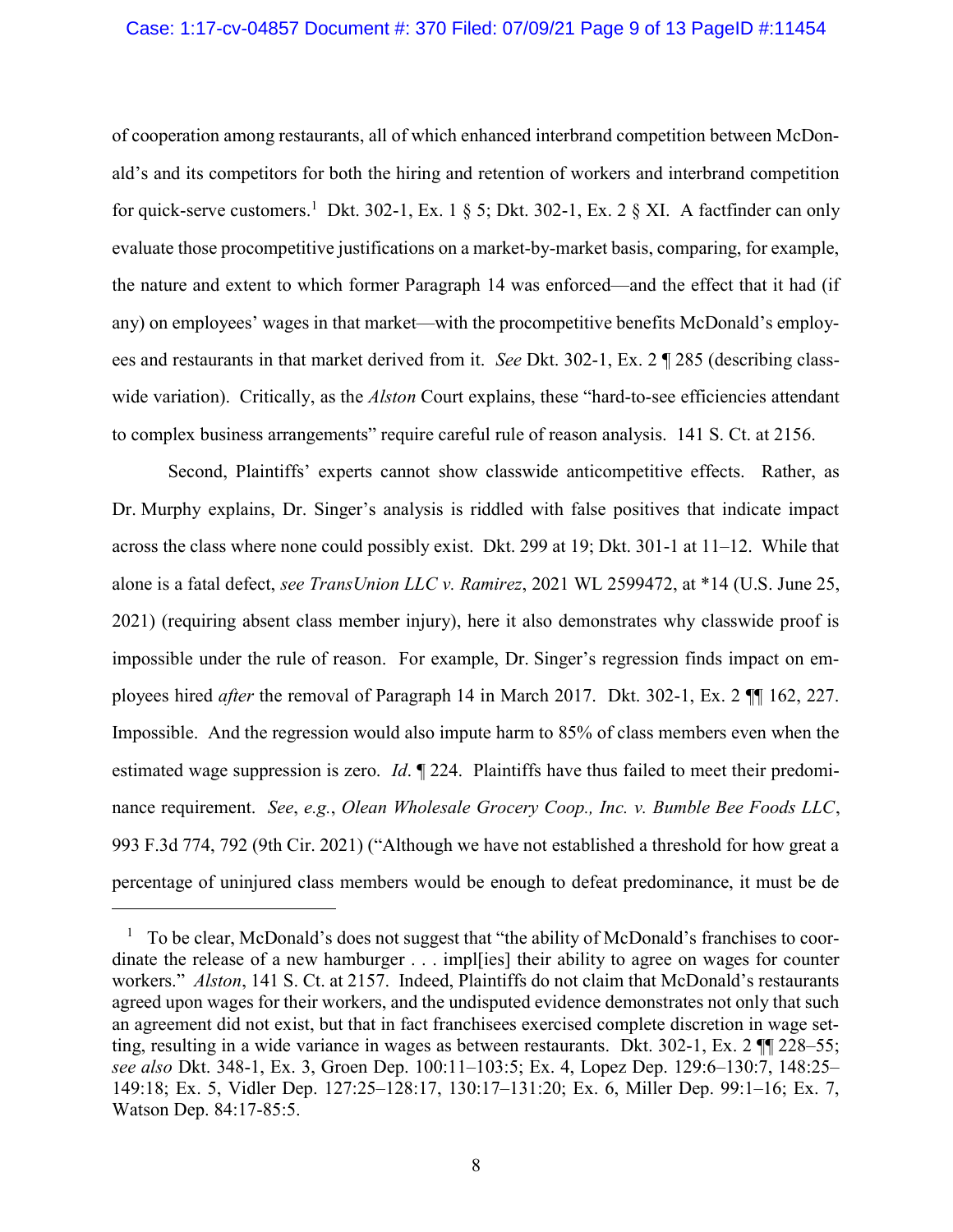of cooperation among restaurants, all of which enhanced interbrand competition between McDonald's and its competitors for both the hiring and retention of workers and interbrand competition for quick-serve customers.[1] Dkt. 302-1, Ex. 1 § 5; Dkt. 302-1, Ex. 2 § XI. A factfinder can only evaluate those procompetitive justifications on a market-by-market basis, comparing, for example, the nature and extent to which former Paragraph 14 was enforced—and the effect that it had (if any) on employees' wages in that market—with the procompetitive benefits McDonald's employees and restaurants in that market derived from it. *See* Dkt. 302-1, Ex. 2 ¶ 285 (describing classwide variation). Critically, as the *Alston* Court explains, these "hard-to-see efficiencies attendant to complex business arrangements" require careful rule of reason analysis. 141 S. Ct. at 2156.

Second, Plaintiffs' experts cannot show classwide anticompetitive effects. Rather, as Dr. Murphy explains, Dr. Singer's analysis is riddled with false positives that indicate impact across the class where none could possibly exist. Dkt. 299 at 19; Dkt. 301-1 at 11–12. While that alone is a fatal defect, *see TransUnion LLC v. Ramirez*, 2021 WL 2599472, at *14 (U.S. June 25, 2021) (requiring absent class member injury), here it also demonstrates why classwide proof is impossible under the rule of reason. For example, Dr. Singer's regression finds impact on employees hired *after* the removal of Paragraph 14 in March 2017. Dkt. 302-1, Ex. 2 ¶¶ 162, 227. Impossible. And the regression would also impute harm to 85% of class members even when the estimated wage suppression is zero. *Id*. ¶ 224. Plaintiffs have thus failed to meet their predominance requirement. *See*, *e.g.*, *Olean Wholesale Grocery Coop., Inc. v. Bumble Bee Foods LLC*, 993 F.3d 774, 792 (9th Cir. 2021) ("Although we have not established a threshold for how great a percentage of uninjured class members would be enough to defeat predominance, it must be de

---

[1] To be clear, McDonald's does not suggest that "the ability of McDonald's franchises to coordinate the release of a new hamburger . . . impl[ies] their ability to agree on wages for counter workers." *Alston*, 141 S. Ct. at 2157. Indeed, Plaintiffs do not claim that McDonald's restaurants agreed upon wages for their workers, and the undisputed evidence demonstrates not only that such an agreement did not exist, but that in fact franchisees exercised complete discretion in wage setting, resulting in a wide variance in wages as between restaurants. Dkt. 302-1, Ex. 2 ¶¶ 228–55; *see also* Dkt. 348-1, Ex. 3, Groen Dep. 100:11–103:5; Ex. 4, Lopez Dep. 129:6–130:7, 148:25–149:18; Ex. 5, Vidler Dep. 127:25–128:17, 130:17–131:20; Ex. 6, Miller Dep. 99:1–16; Ex. 7, Watson Dep. 84:17-85:5.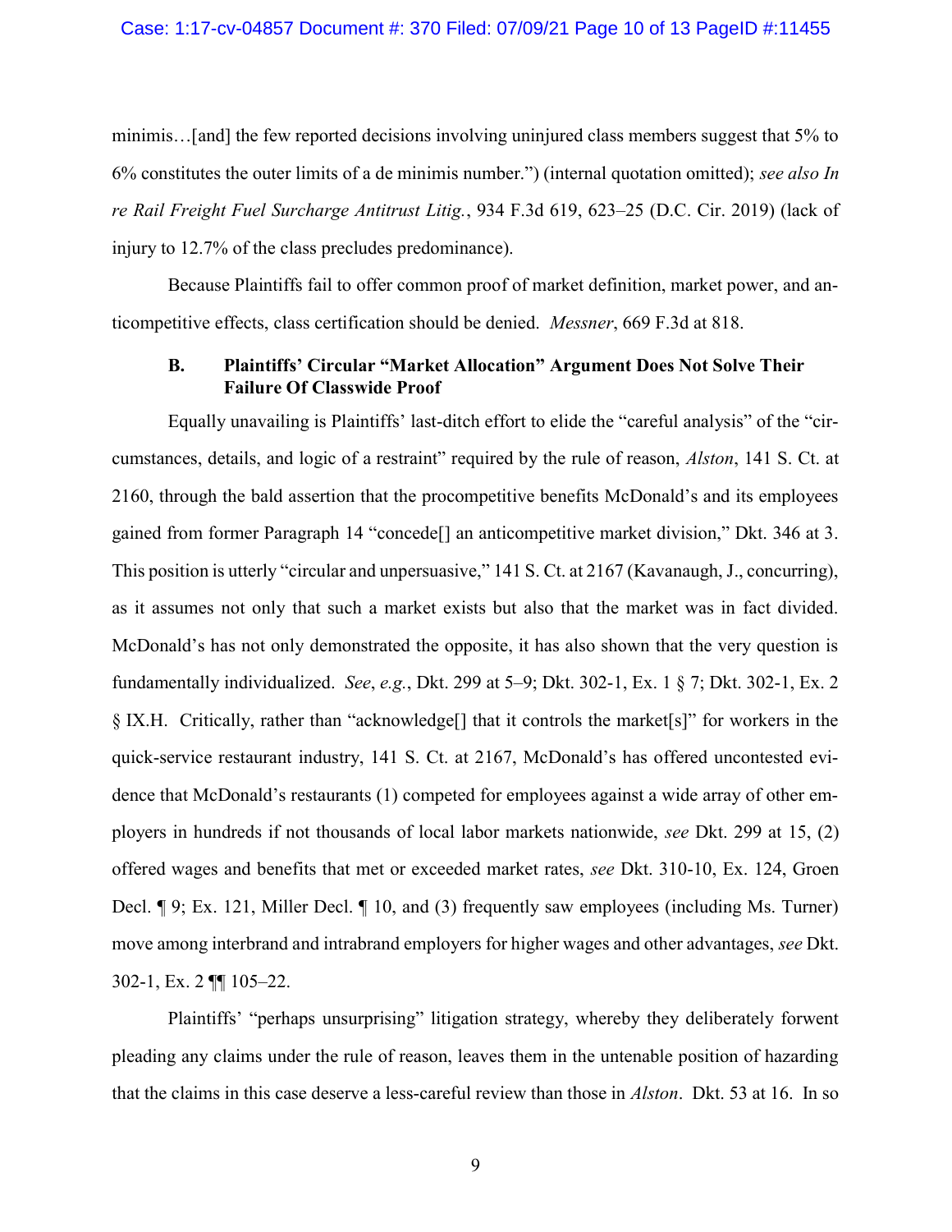minimis…[and] the few reported decisions involving uninjured class members suggest that 5% to 6% constitutes the outer limits of a de minimis number.") (internal quotation omitted); *see also In re Rail Freight Fuel Surcharge Antitrust Litig.*, 934 F.3d 619, 623–25 (D.C. Cir. 2019) (lack of injury to 12.7% of the class precludes predominance).

Because Plaintiffs fail to offer common proof of market definition, market power, and anticompetitive effects, class certification should be denied. *Messner*, 669 F.3d at 818.

### B. Plaintiffs' Circular "Market Allocation" Argument Does Not Solve Their Failure Of Classwide Proof

Equally unavailing is Plaintiffs' last-ditch effort to elide the "careful analysis" of the "circumstances, details, and logic of a restraint" required by the rule of reason, *Alston*, 141 S. Ct. at 2160, through the bald assertion that the procompetitive benefits McDonald's and its employees gained from former Paragraph 14 "concede[] an anticompetitive market division," Dkt. 346 at 3. This position is utterly "circular and unpersuasive," 141 S. Ct. at 2167 (Kavanaugh, J., concurring), as it assumes not only that such a market exists but also that the market was in fact divided. McDonald's has not only demonstrated the opposite, it has also shown that the very question is fundamentally individualized. *See*, *e.g.*, Dkt. 299 at 5–9; Dkt. 302-1, Ex. 1 § 7; Dkt. 302-1, Ex. 2 § IX.H. Critically, rather than "acknowledge[] that it controls the market[s]" for workers in the quick-service restaurant industry, 141 S. Ct. at 2167, McDonald's has offered uncontested evidence that McDonald's restaurants (1) competed for employees against a wide array of other employers in hundreds if not thousands of local labor markets nationwide, *see* Dkt. 299 at 15, (2) offered wages and benefits that met or exceeded market rates, *see* Dkt. 310-10, Ex. 124, Groen Decl. ¶ 9; Ex. 121, Miller Decl. ¶ 10, and (3) frequently saw employees (including Ms. Turner) move among interbrand and intrabrand employers for higher wages and other advantages, *see* Dkt. 302-1, Ex. 2 ¶¶ 105–22.

Plaintiffs' "perhaps unsurprising" litigation strategy, whereby they deliberately forwent pleading any claims under the rule of reason, leaves them in the untenable position of hazarding that the claims in this case deserve a less-careful review than those in *Alston*. Dkt. 53 at 16. In so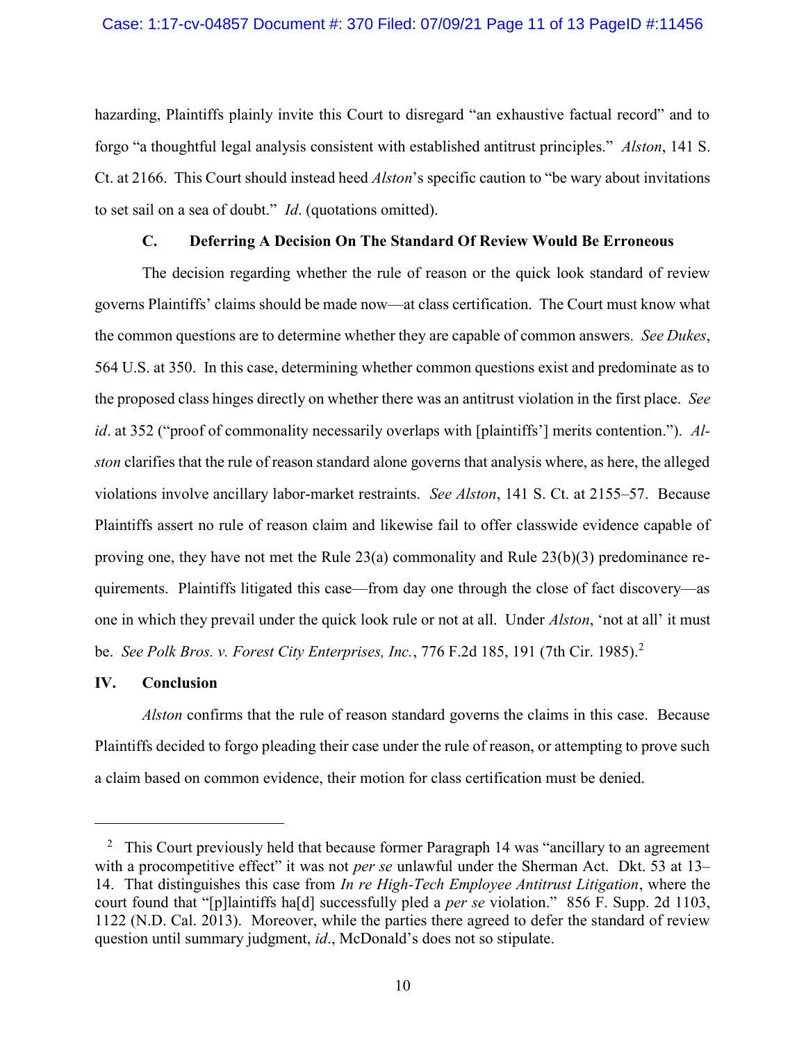hazarding, Plaintiffs plainly invite this Court to disregard "an exhaustive factual record" and to forgo "a thoughtful legal analysis consistent with established antitrust principles." *Alston*, 141 S. Ct. at 2166. This Court should instead heed *Alston*'s specific caution to "be wary about invitations to set sail on a sea of doubt." *Id*. (quotations omitted).

### C. Deferring A Decision On The Standard Of Review Would Be Erroneous

The decision regarding whether the rule of reason or the quick look standard of review governs Plaintiffs' claims should be made now—at class certification. The Court must know what the common questions are to determine whether they are capable of common answers. *See Dukes*, 564 U.S. at 350. In this case, determining whether common questions exist and predominate as to the proposed class hinges directly on whether there was an antitrust violation in the first place. *See id*. at 352 ("proof of commonality necessarily overlaps with [plaintiffs'] merits contention."). *Alston* clarifies that the rule of reason standard alone governs that analysis where, as here, the alleged violations involve ancillary labor-market restraints. *See Alston*, 141 S. Ct. at 2155–57. Because Plaintiffs assert no rule of reason claim and likewise fail to offer classwide evidence capable of proving one, they have not met the Rule 23(a) commonality and Rule 23(b)(3) predominance requirements. Plaintiffs litigated this case—from day one through the close of fact discovery—as one in which they prevail under the quick look rule or not at all. Under *Alston*, 'not at all' it must be. *See Polk Bros. v. Forest City Enterprises, Inc.*, 776 F.2d 185, 191 (7th Cir. 1985).[2]

## IV. Conclusion

*Alston* confirms that the rule of reason standard governs the claims in this case. Because Plaintiffs decided to forgo pleading their case under the rule of reason, or attempting to prove such a claim based on common evidence, their motion for class certification must be denied.

---

[2] This Court previously held that because former Paragraph 14 was "ancillary to an agreement with a procompetitive effect" it was not *per se* unlawful under the Sherman Act. Dkt. 53 at 13–14. That distinguishes this case from *In re High-Tech Employee Antitrust Litigation*, where the court found that "[p]laintiffs ha[d] successfully pled a *per se* violation." 856 F. Supp. 2d 1103, 1122 (N.D. Cal. 2013). Moreover, while the parties there agreed to defer the standard of review question until summary judgment, *id*., McDonald's does not so stipulate.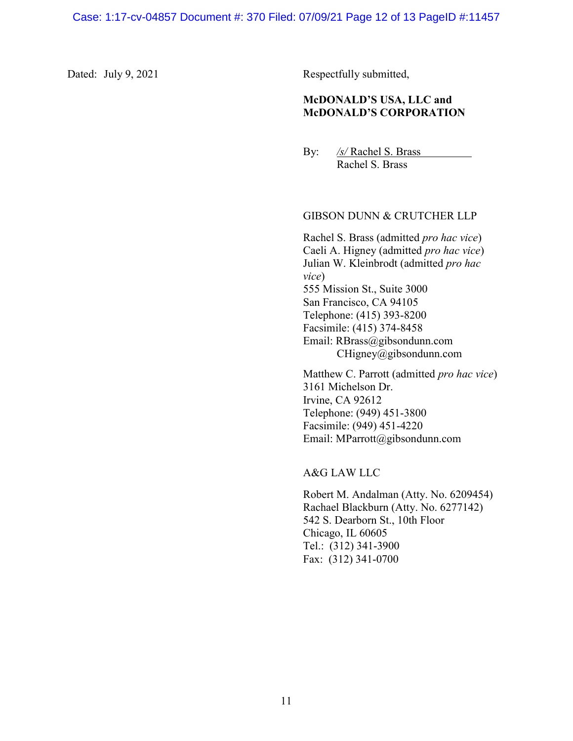Dated: July 9, 2021

Respectfully submitted,

**McDONALD'S USA, LLC and McDONALD'S CORPORATION**

By: */s/* Rachel S. Brass
Rachel S. Brass

GIBSON DUNN & CRUTCHER LLP

Rachel S. Brass (admitted *pro hac vice*)
Caeli A. Higney (admitted *pro hac vice*)
Julian W. Kleinbrodt (admitted *pro hac vice*)
555 Mission St., Suite 3000
San Francisco, CA 94105
Telephone: (415) 393-8200
Facsimile: (415) 374-8458
Email: RBrass@gibsondunn.com
CHigney@gibsondunn.com

Matthew C. Parrott (admitted *pro hac vice*)
3161 Michelson Dr.
Irvine, CA 92612
Telephone: (949) 451-3800
Facsimile: (949) 451-4220
Email: MParrott@gibsondunn.com

A&G LAW LLC

Robert M. Andalman (Atty. No. 6209454)
Rachael Blackburn (Atty. No. 6277142)
542 S. Dearborn St., 10th Floor
Chicago, IL 60605
Tel.: (312) 341-3900
Fax: (312) 341-0700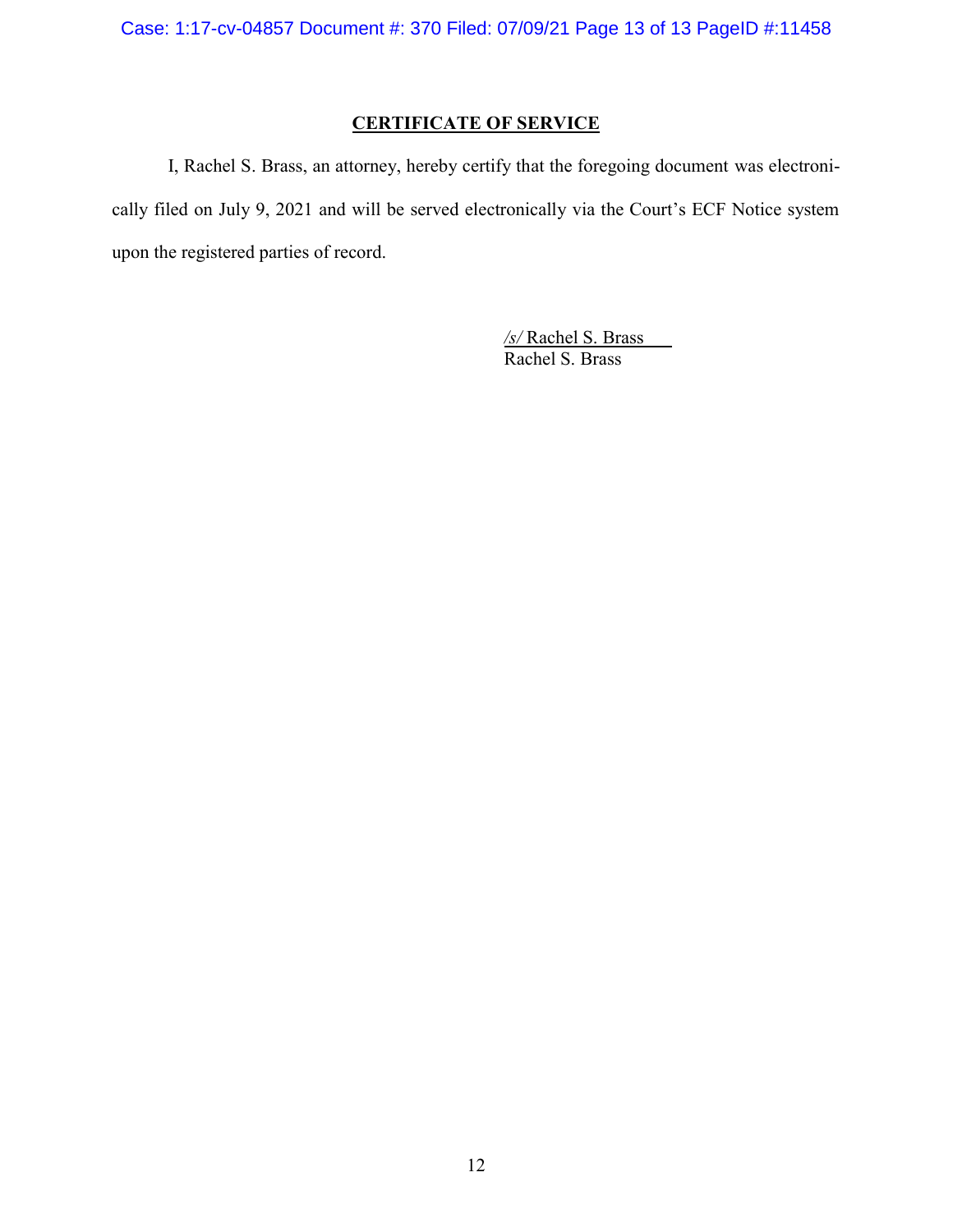## CERTIFICATE OF SERVICE

I, Rachel S. Brass, an attorney, hereby certify that the foregoing document was electronically filed on July 9, 2021 and will be served electronically via the Court's ECF Notice system upon the registered parties of record.

*/s/* Rachel S. Brass
Rachel S. Brass